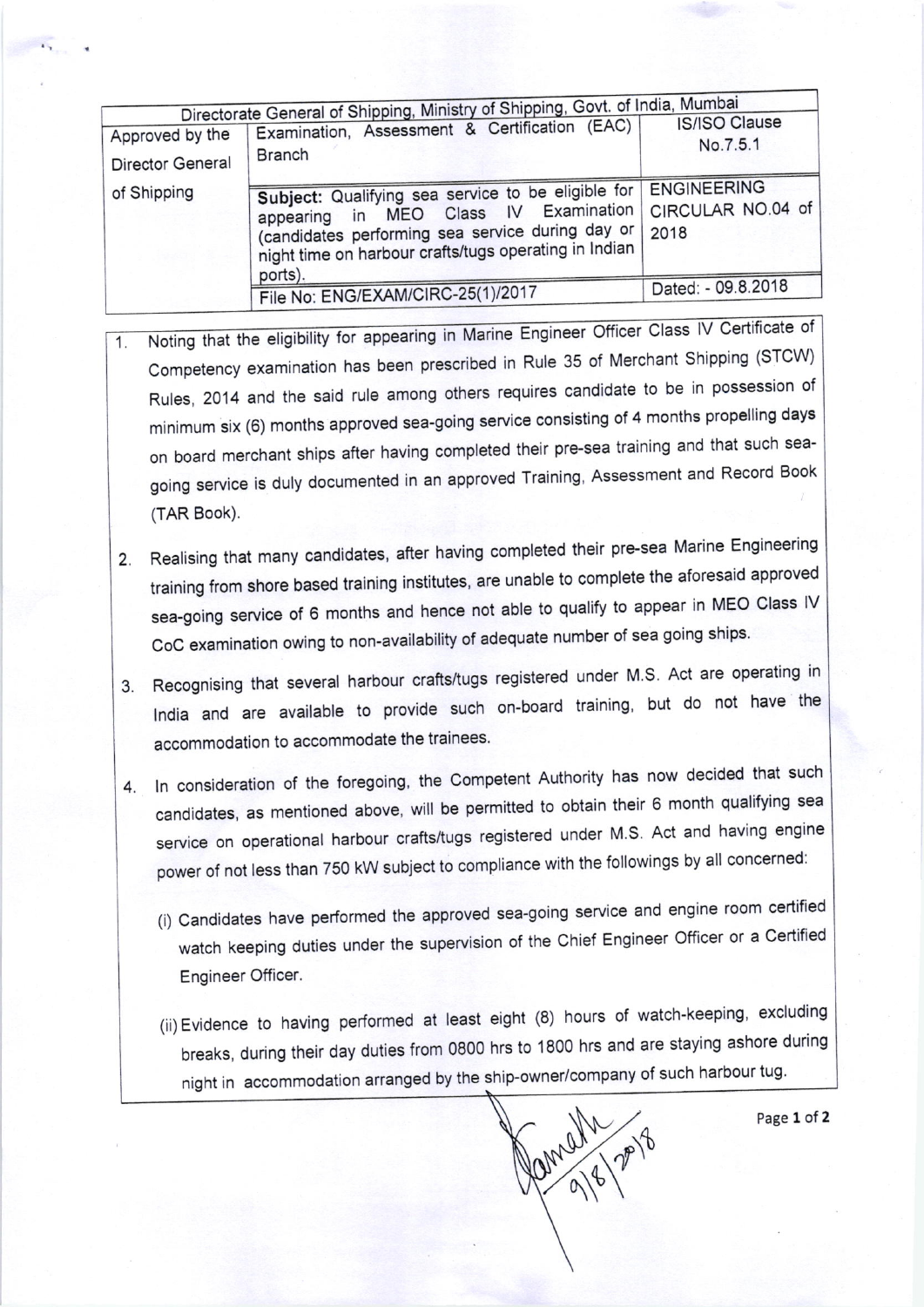| Directorate General of Shipping, Ministry of Shipping, Govt. of India, Mumbai | | |
|---|---|---|
| Approved by the Director General of Shipping | Examination, Assessment & Certification (EAC) Branch | IS/ISO Clause No.7.5.1 |
| | **Subject:** Qualifying sea service to be eligible for appearing in MEO Class IV Examination (candidates performing sea service during day or night time on harbour crafts/tugs operating in Indian ports). | ENGINEERING CIRCULAR NO.04 of 2018 |
| | File No: ENG/EXAM/CIRC-25(1)/2017 | Dated: - 09.8.2018 |

1. Noting that the eligibility for appearing in Marine Engineer Officer Class IV Certificate of Competency examination has been prescribed in Rule 35 of Merchant Shipping (STCW) Rules, 2014 and the said rule among others requires candidate to be in possession of minimum six (6) months approved sea-going service consisting of 4 months propelling days on board merchant ships after having completed their pre-sea training and that such sea-going service is duly documented in an approved Training, Assessment and Record Book (TAR Book).

2. Realising that many candidates, after having completed their pre-sea Marine Engineering training from shore based training institutes, are unable to complete the aforesaid approved sea-going service of 6 months and hence not able to qualify to appear in MEO Class IV CoC examination owing to non-availability of adequate number of sea going ships.

3. Recognising that several harbour crafts/tugs registered under M.S. Act are operating in India and are available to provide such on-board training, but do not have the accommodation to accommodate the trainees.

4. In consideration of the foregoing, the Competent Authority has now decided that such candidates, as mentioned above, will be permitted to obtain their 6 month qualifying sea service on operational harbour crafts/tugs registered under M.S. Act and having engine power of not less than 750 kW subject to compliance with the followings by all concerned:

   (i) Candidates have performed the approved sea-going service and engine room certified watch keeping duties under the supervision of the Chief Engineer Officer or a Certified Engineer Officer.

   (ii) Evidence to having performed at least eight (8) hours of watch-keeping, excluding breaks, during their day duties from 0800 hrs to 1800 hrs and are staying ashore during night in accommodation arranged by the ship-owner/company of such harbour tug.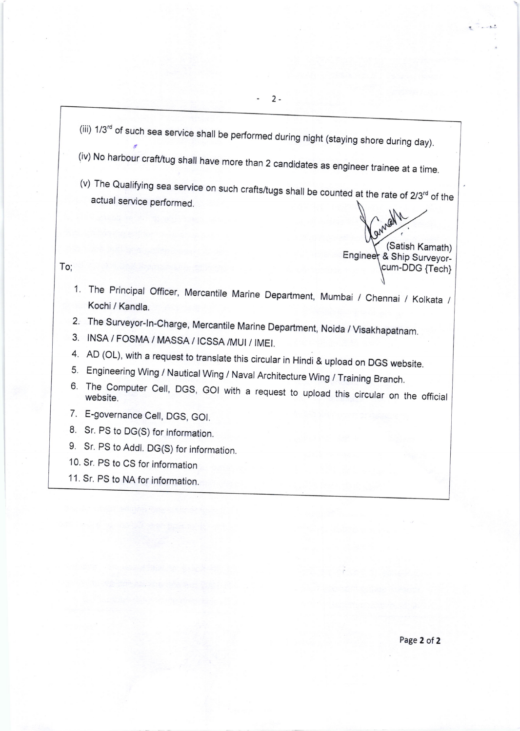(iii) 1/3rd of such sea service shall be performed during night (staying shore during day).

(iv) No harbour craft/tug shall have more than 2 candidates as engineer trainee at a time.

(v) The Qualifying sea service on such crafts/tugs shall be counted at the rate of 2/3rd of the actual service performed.

(Satish Kamath)
Engineer & Ship Surveyor-cum-DDG {Tech}

To;

1. The Principal Officer, Mercantile Marine Department, Mumbai / Chennai / Kolkata / Kochi / Kandla.
2. The Surveyor-In-Charge, Mercantile Marine Department, Noida / Visakhapatnam.
3. INSA / FOSMA / MASSA / ICSSA /MUI / IMEI.
4. AD (OL), with a request to translate this circular in Hindi & upload on DGS website.
5. Engineering Wing / Nautical Wing / Naval Architecture Wing / Training Branch.
6. The Computer Cell, DGS, GOI with a request to upload this circular on the official website.
7. E-governance Cell, DGS, GOI.
8. Sr. PS to DG(S) for information.
9. Sr. PS to Addl. DG(S) for information.
10. Sr. PS to CS for information
11. Sr. PS to NA for information.